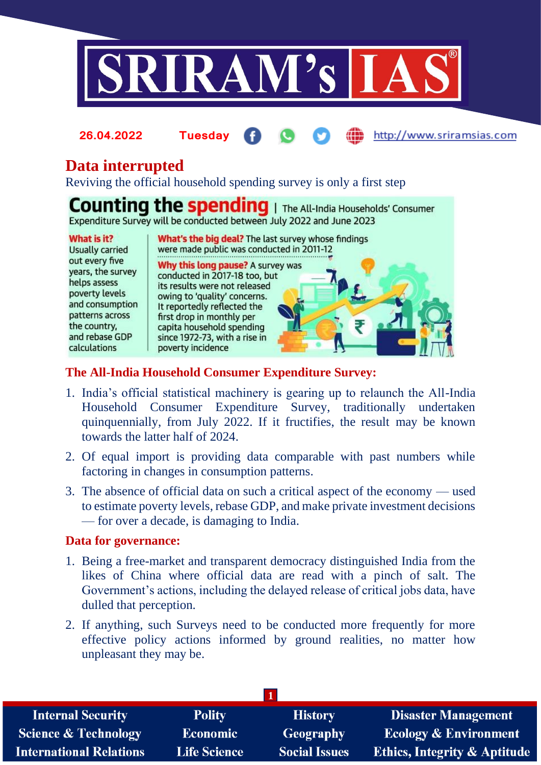26.04.2022 Tuesday http://www.sriramsias.com

# Data interrupted

Reviving the official household spending survey is only a first step

**Counting the spending** | The All-India Households' Consumer Expenditure Survey will be conducted between July 2022 and June 2023

**What is it?** Usually carried out every five years, the survey helps assess poverty levels and consumption patterns across the country, and rebase GDP calculations

**What's the big deal?** The last survey whose findings were made public was conducted in 2011-12

**Why this long pause?** A survey was conducted in 2017-18 too, but its results were not released owing to 'quality' concerns. It reportedly reflected the first drop in monthly per capita household spending since 1972-73, with a rise in poverty incidence

## The All-India Household Consumer Expenditure Survey:

1. India's official statistical machinery is gearing up to relaunch the All-India Household Consumer Expenditure Survey, traditionally undertaken quinquennially, from July 2022. If it fructifies, the result may be known towards the latter half of 2024.
2. Of equal import is providing data comparable with past numbers while factoring in changes in consumption patterns.
3. The absence of official data on such a critical aspect of the economy — used to estimate poverty levels, rebase GDP, and make private investment decisions — for over a decade, is damaging to India.

## Data for governance:

1. Being a free-market and transparent democracy distinguished India from the likes of China where official data are read with a pinch of salt. The Government's actions, including the delayed release of critical jobs data, have dulled that perception.
2. If anything, such Surveys need to be conducted more frequently for more effective policy actions informed by ground realities, no matter how unpleasant they may be.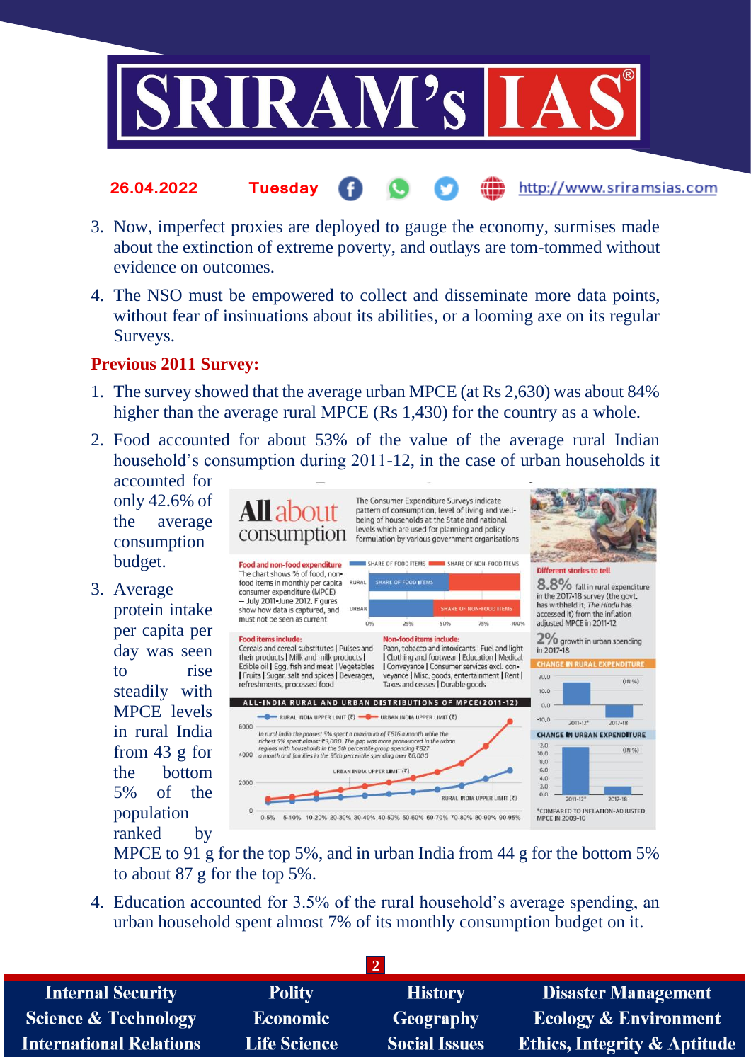3. Now, imperfect proxies are deployed to gauge the economy, surmises made about the extinction of extreme poverty, and outlays are tom-tommed without evidence on outcomes.

4. The NSO must be empowered to collect and disseminate more data points, without fear of insinuations about its abilities, or a looming axe on its regular Surveys.

**Previous 2011 Survey:**

1. The survey showed that the average urban MPCE (at Rs 2,630) was about 84% higher than the average rural MPCE (Rs 1,430) for the country as a whole.

2. Food accounted for about 53% of the value of the average rural Indian household's consumption during 2011-12, in the case of urban households it accounted for only 42.6% of the average consumption budget.

3. Average protein intake per capita per day was seen to rise steadily with MPCE levels in rural India from 43 g for the bottom 5% of the population ranked by MPCE to 91 g for the top 5%, and in urban India from 44 g for the bottom 5% to about 87 g for the top 5%.

4. Education accounted for 3.5% of the rural household's average spending, an urban household spent almost 7% of its monthly consumption budget on it.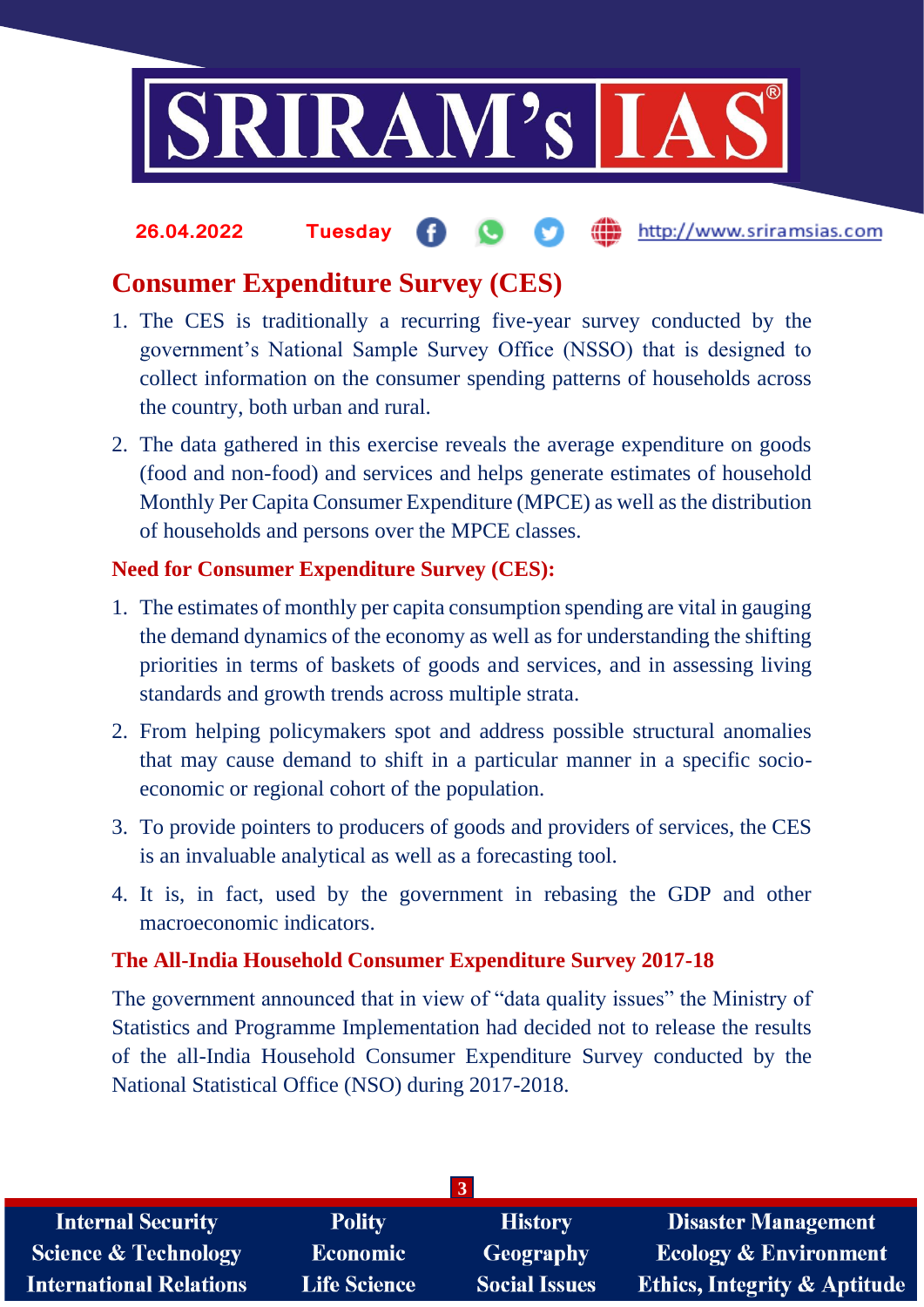## Consumer Expenditure Survey (CES)

1. The CES is traditionally a recurring five-year survey conducted by the government's National Sample Survey Office (NSSO) that is designed to collect information on the consumer spending patterns of households across the country, both urban and rural.
2. The data gathered in this exercise reveals the average expenditure on goods (food and non-food) and services and helps generate estimates of household Monthly Per Capita Consumer Expenditure (MPCE) as well as the distribution of households and persons over the MPCE classes.

### Need for Consumer Expenditure Survey (CES):

1. The estimates of monthly per capita consumption spending are vital in gauging the demand dynamics of the economy as well as for understanding the shifting priorities in terms of baskets of goods and services, and in assessing living standards and growth trends across multiple strata.
2. From helping policymakers spot and address possible structural anomalies that may cause demand to shift in a particular manner in a specific socio-economic or regional cohort of the population.
3. To provide pointers to producers of goods and providers of services, the CES is an invaluable analytical as well as a forecasting tool.
4. It is, in fact, used by the government in rebasing the GDP and other macroeconomic indicators.

### The All-India Household Consumer Expenditure Survey 2017-18

The government announced that in view of "data quality issues" the Ministry of Statistics and Programme Implementation had decided not to release the results of the all-India Household Consumer Expenditure Survey conducted by the National Statistical Office (NSO) during 2017-2018.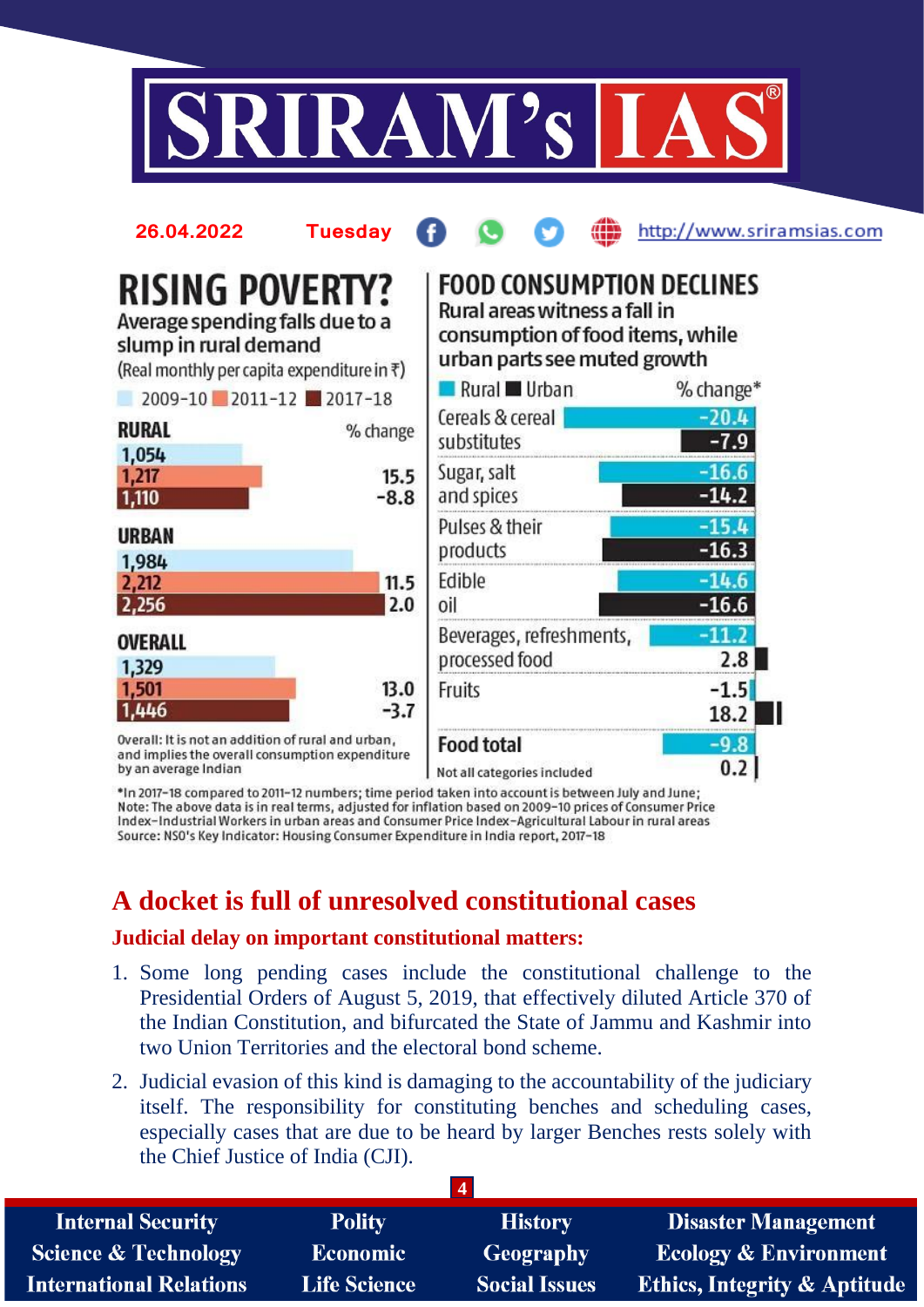## RISING POVERTY?

Average spending falls due to a slump in rural demand

(Real monthly per capita expenditure in ₹)

2009-10 | 2011-12 | 2017-18

| | 2009-10 | 2011-12 | 2017-18 | % change (2011-12) | % change (2017-18) |
|---|---|---|---|---|---|
| RURAL | 1,054 | 1,217 | 1,110 | 15.5 | -8.8 |
| URBAN | 1,984 | 2,212 | 2,256 | 11.5 | 2.0 |
| OVERALL | 1,329 | 1,501 | 1,446 | 13.0 | -3.7 |

Overall: It is not an addition of rural and urban, and implies the overall consumption expenditure by an average Indian

## FOOD CONSUMPTION DECLINES

Rural areas witness a fall in consumption of food items, while urban parts see muted growth

| Category | Rural % change* | Urban % change* |
|---|---|---|
| Cereals & cereal substitutes | -20.4 | -7.9 |
| Sugar, salt and spices | -16.6 | -14.2 |
| Pulses & their products | -15.4 | -16.3 |
| Edible oil | -14.6 | -16.6 |
| Beverages, refreshments, processed food | -11.2 | 2.8 |
| Fruits | -1.5 | 18.2 |
| Food total | -9.8 | 0.2 |

Not all categories included

*In 2017-18 compared to 2011-12 numbers; time period taken into account is between July and June;
Note: The above data is in real terms, adjusted for inflation based on 2009-10 prices of Consumer Price Index-Industrial Workers in urban areas and Consumer Price Index-Agricultural Labour in rural areas
Source: NSO's Key Indicator: Housing Consumer Expenditure in India report, 2017-18

# A docket is full of unresolved constitutional cases

### Judicial delay on important constitutional matters:

1. Some long pending cases include the constitutional challenge to the Presidential Orders of August 5, 2019, that effectively diluted Article 370 of the Indian Constitution, and bifurcated the State of Jammu and Kashmir into two Union Territories and the electoral bond scheme.
2. Judicial evasion of this kind is damaging to the accountability of the judiciary itself. The responsibility for constituting benches and scheduling cases, especially cases that are due to be heard by larger Benches rests solely with the Chief Justice of India (CJI).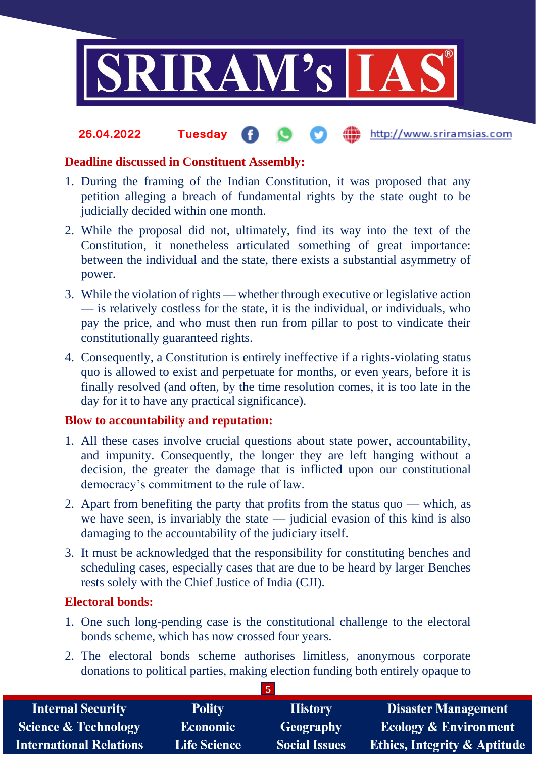### Deadline discussed in Constituent Assembly:

1. During the framing of the Indian Constitution, it was proposed that any petition alleging a breach of fundamental rights by the state ought to be judicially decided within one month.
2. While the proposal did not, ultimately, find its way into the text of the Constitution, it nonetheless articulated something of great importance: between the individual and the state, there exists a substantial asymmetry of power.
3. While the violation of rights — whether through executive or legislative action — is relatively costless for the state, it is the individual, or individuals, who pay the price, and who must then run from pillar to post to vindicate their constitutionally guaranteed rights.
4. Consequently, a Constitution is entirely ineffective if a rights-violating status quo is allowed to exist and perpetuate for months, or even years, before it is finally resolved (and often, by the time resolution comes, it is too late in the day for it to have any practical significance).

### Blow to accountability and reputation:

1. All these cases involve crucial questions about state power, accountability, and impunity. Consequently, the longer they are left hanging without a decision, the greater the damage that is inflicted upon our constitutional democracy's commitment to the rule of law.
2. Apart from benefiting the party that profits from the status quo — which, as we have seen, is invariably the state — judicial evasion of this kind is also damaging to the accountability of the judiciary itself.
3. It must be acknowledged that the responsibility for constituting benches and scheduling cases, especially cases that are due to be heard by larger Benches rests solely with the Chief Justice of India (CJI).

### Electoral bonds:

1. One such long-pending case is the constitutional challenge to the electoral bonds scheme, which has now crossed four years.
2. The electoral bonds scheme authorises limitless, anonymous corporate donations to political parties, making election funding both entirely opaque to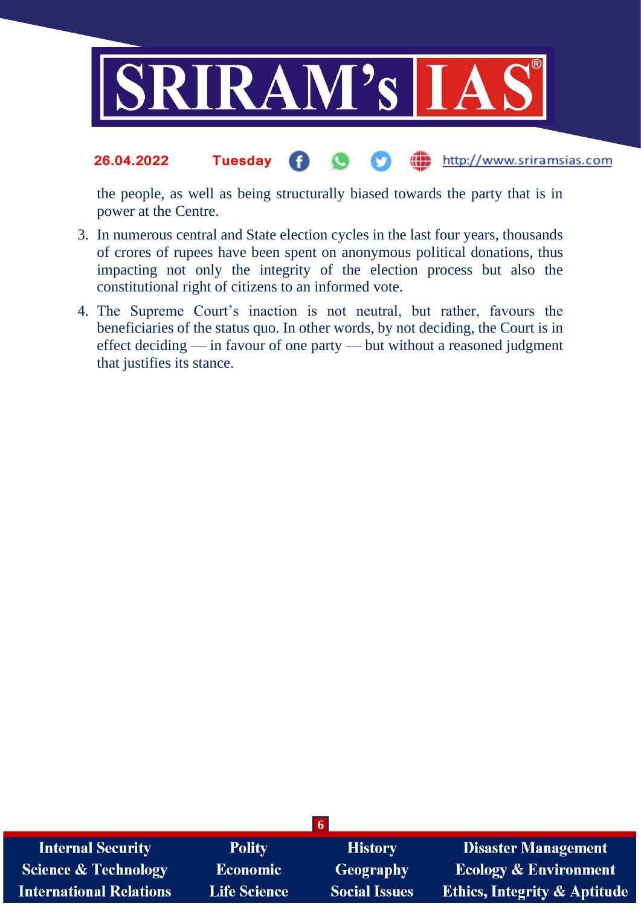the people, as well as being structurally biased towards the party that is in power at the Centre.

3. In numerous central and State election cycles in the last four years, thousands of crores of rupees have been spent on anonymous political donations, thus impacting not only the integrity of the election process but also the constitutional right of citizens to an informed vote.
4. The Supreme Court's inaction is not neutral, but rather, favours the beneficiaries of the status quo. In other words, by not deciding, the Court is in effect deciding — in favour of one party — but without a reasoned judgment that justifies its stance.